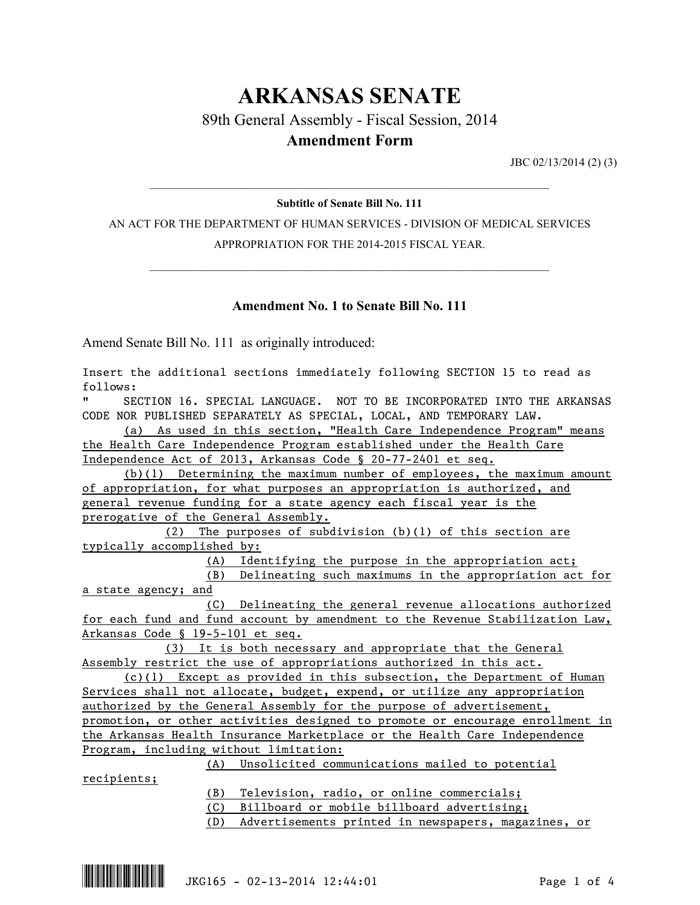# ARKANSAS SENATE

## 89th General Assembly - Fiscal Session, 2014

## Amendment Form

JBC 02/13/2014 (2) (3)

**Subtitle of Senate Bill No. 111**

AN ACT FOR THE DEPARTMENT OF HUMAN SERVICES - DIVISION OF MEDICAL SERVICES APPROPRIATION FOR THE 2014-2015 FISCAL YEAR.

### Amendment No. 1 to Senate Bill No. 111

Amend Senate Bill No. 111 as originally introduced:

Insert the additional sections immediately following SECTION 15 to read as follows:

" SECTION 16. SPECIAL LANGUAGE. NOT TO BE INCORPORATED INTO THE ARKANSAS CODE NOR PUBLISHED SEPARATELY AS SPECIAL, LOCAL, AND TEMPORARY LAW.

(a) As used in this section, "Health Care Independence Program" means the Health Care Independence Program established under the Health Care Independence Act of 2013, Arkansas Code § 20-77-2401 et seq.

(b)(1) Determining the maximum number of employees, the maximum amount of appropriation, for what purposes an appropriation is authorized, and general revenue funding for a state agency each fiscal year is the prerogative of the General Assembly.

(2) The purposes of subdivision (b)(1) of this section are typically accomplished by:

(A) Identifying the purpose in the appropriation act;

(B) Delineating such maximums in the appropriation act for a state agency; and

(C) Delineating the general revenue allocations authorized for each fund and fund account by amendment to the Revenue Stabilization Law, Arkansas Code § 19-5-101 et seq.

(3) It is both necessary and appropriate that the General Assembly restrict the use of appropriations authorized in this act.

(c)(1) Except as provided in this subsection, the Department of Human Services shall not allocate, budget, expend, or utilize any appropriation authorized by the General Assembly for the purpose of advertisement, promotion, or other activities designed to promote or encourage enrollment in the Arkansas Health Insurance Marketplace or the Health Care Independence Program, including without limitation:

(A) Unsolicited communications mailed to potential recipients;

(B) Television, radio, or online commercials;

(C) Billboard or mobile billboard advertising;

(D) Advertisements printed in newspapers, magazines, or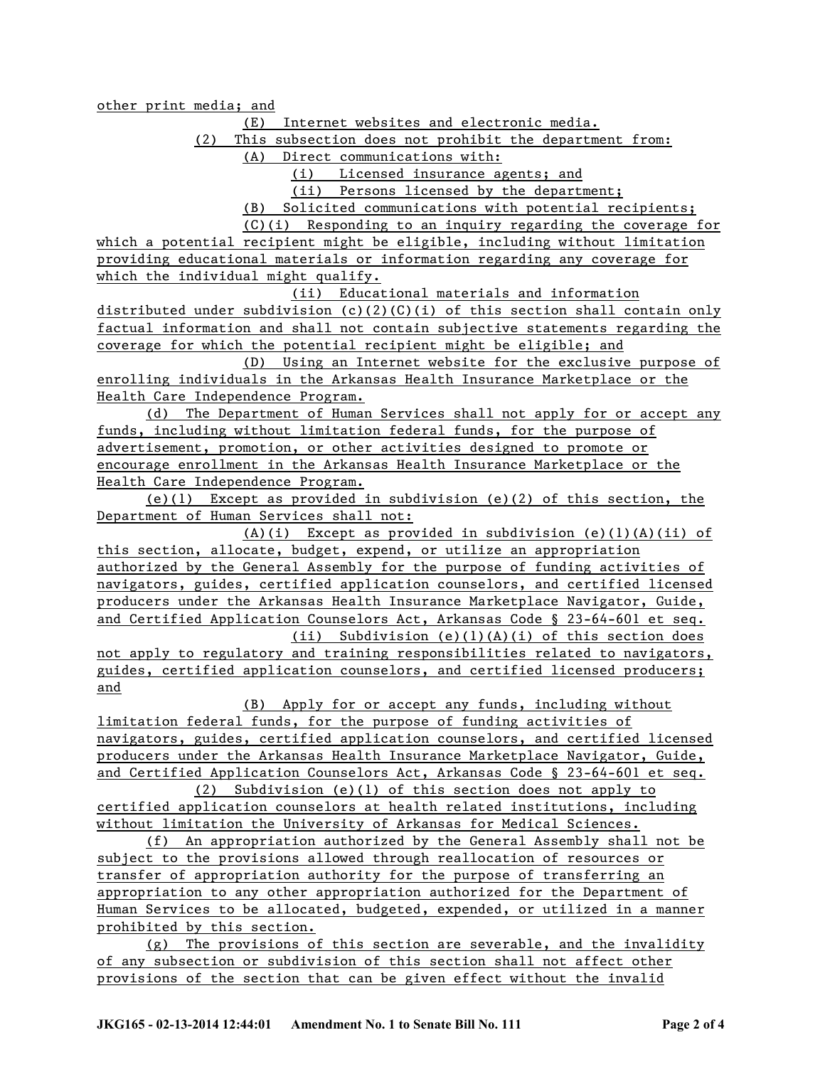other print media; and

(E) Internet websites and electronic media.

(2) This subsection does not prohibit the department from:

(A) Direct communications with:

(i) Licensed insurance agents; and

(ii) Persons licensed by the department;

(B) Solicited communications with potential recipients;

(C)(i) Responding to an inquiry regarding the coverage for which a potential recipient might be eligible, including without limitation providing educational materials or information regarding any coverage for which the individual might qualify.

(ii) Educational materials and information distributed under subdivision (c)(2)(C)(i) of this section shall contain only factual information and shall not contain subjective statements regarding the coverage for which the potential recipient might be eligible; and

(D) Using an Internet website for the exclusive purpose of enrolling individuals in the Arkansas Health Insurance Marketplace or the Health Care Independence Program.

(d) The Department of Human Services shall not apply for or accept any funds, including without limitation federal funds, for the purpose of advertisement, promotion, or other activities designed to promote or encourage enrollment in the Arkansas Health Insurance Marketplace or the Health Care Independence Program.

(e)(1) Except as provided in subdivision (e)(2) of this section, the Department of Human Services shall not:

(A)(i) Except as provided in subdivision (e)(1)(A)(ii) of this section, allocate, budget, expend, or utilize an appropriation authorized by the General Assembly for the purpose of funding activities of navigators, guides, certified application counselors, and certified licensed producers under the Arkansas Health Insurance Marketplace Navigator, Guide, and Certified Application Counselors Act, Arkansas Code § 23-64-601 et seq.

(ii) Subdivision (e)(1)(A)(i) of this section does not apply to regulatory and training responsibilities related to navigators, guides, certified application counselors, and certified licensed producers; and

(B) Apply for or accept any funds, including without limitation federal funds, for the purpose of funding activities of navigators, guides, certified application counselors, and certified licensed producers under the Arkansas Health Insurance Marketplace Navigator, Guide, and Certified Application Counselors Act, Arkansas Code § 23-64-601 et seq.

(2) Subdivision (e)(1) of this section does not apply to certified application counselors at health related institutions, including without limitation the University of Arkansas for Medical Sciences.

(f) An appropriation authorized by the General Assembly shall not be subject to the provisions allowed through reallocation of resources or transfer of appropriation authority for the purpose of transferring an appropriation to any other appropriation authorized for the Department of Human Services to be allocated, budgeted, expended, or utilized in a manner prohibited by this section.

(g) The provisions of this section are severable, and the invalidity of any subsection or subdivision of this section shall not affect other provisions of the section that can be given effect without the invalid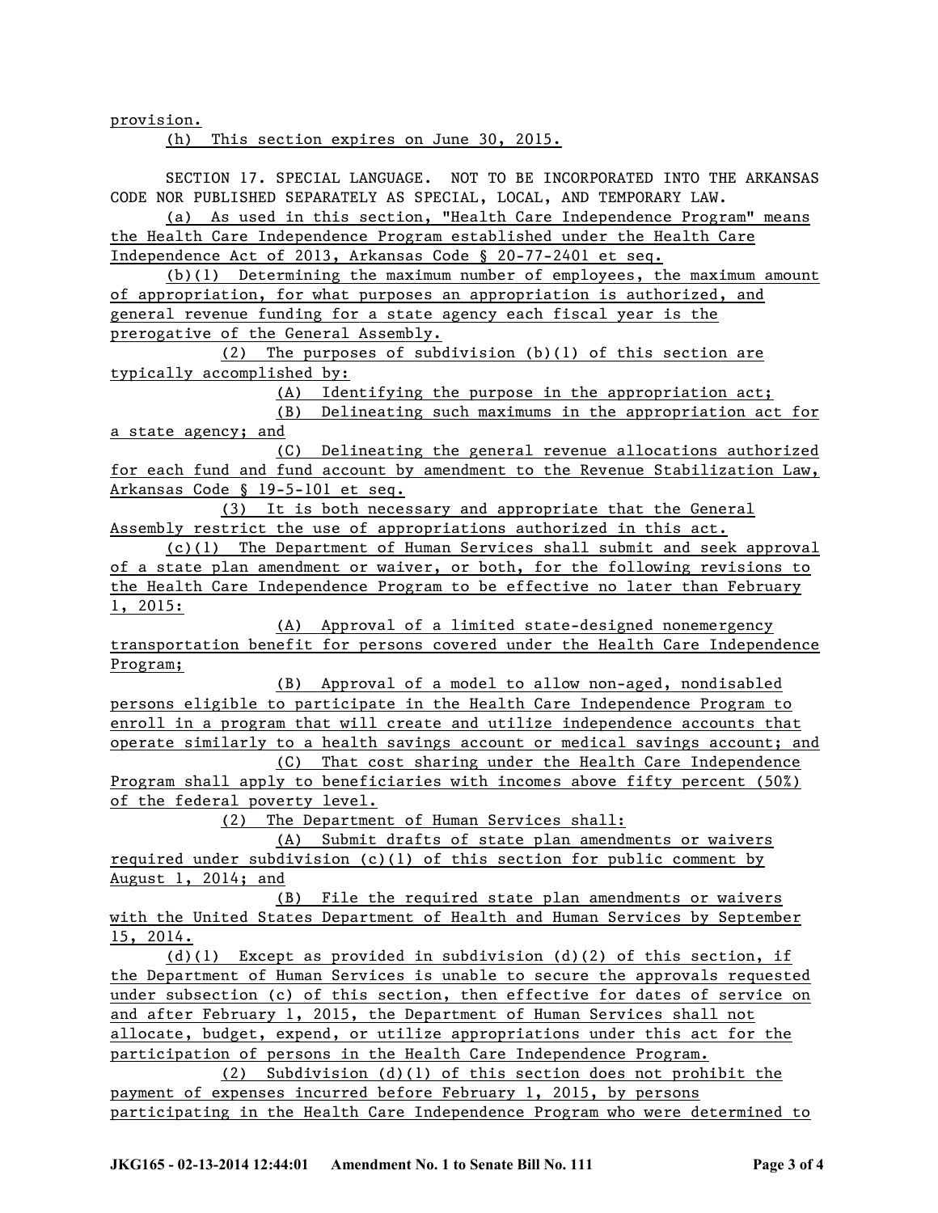provision.

(h) This section expires on June 30, 2015.

SECTION 17. SPECIAL LANGUAGE. NOT TO BE INCORPORATED INTO THE ARKANSAS CODE NOR PUBLISHED SEPARATELY AS SPECIAL, LOCAL, AND TEMPORARY LAW.

(a) As used in this section, "Health Care Independence Program" means the Health Care Independence Program established under the Health Care Independence Act of 2013, Arkansas Code § 20-77-2401 et seq.

(b)(1) Determining the maximum number of employees, the maximum amount of appropriation, for what purposes an appropriation is authorized, and general revenue funding for a state agency each fiscal year is the prerogative of the General Assembly.

(2) The purposes of subdivision (b)(1) of this section are typically accomplished by:

(A) Identifying the purpose in the appropriation act;

(B) Delineating such maximums in the appropriation act for a state agency; and

(C) Delineating the general revenue allocations authorized for each fund and fund account by amendment to the Revenue Stabilization Law, Arkansas Code § 19-5-101 et seq.

(3) It is both necessary and appropriate that the General Assembly restrict the use of appropriations authorized in this act.

(c)(1) The Department of Human Services shall submit and seek approval of a state plan amendment or waiver, or both, for the following revisions to the Health Care Independence Program to be effective no later than February 1, 2015:

(A) Approval of a limited state-designed nonemergency transportation benefit for persons covered under the Health Care Independence Program;

(B) Approval of a model to allow non-aged, nondisabled persons eligible to participate in the Health Care Independence Program to enroll in a program that will create and utilize independence accounts that operate similarly to a health savings account or medical savings account; and

(C) That cost sharing under the Health Care Independence Program shall apply to beneficiaries with incomes above fifty percent (50%) of the federal poverty level.

(2) The Department of Human Services shall:

(A) Submit drafts of state plan amendments or waivers required under subdivision (c)(1) of this section for public comment by August 1, 2014; and

(B) File the required state plan amendments or waivers with the United States Department of Health and Human Services by September 15, 2014.

(d)(1) Except as provided in subdivision (d)(2) of this section, if the Department of Human Services is unable to secure the approvals requested under subsection (c) of this section, then effective for dates of service on and after February 1, 2015, the Department of Human Services shall not allocate, budget, expend, or utilize appropriations under this act for the participation of persons in the Health Care Independence Program.

(2) Subdivision (d)(1) of this section does not prohibit the payment of expenses incurred before February 1, 2015, by persons participating in the Health Care Independence Program who were determined to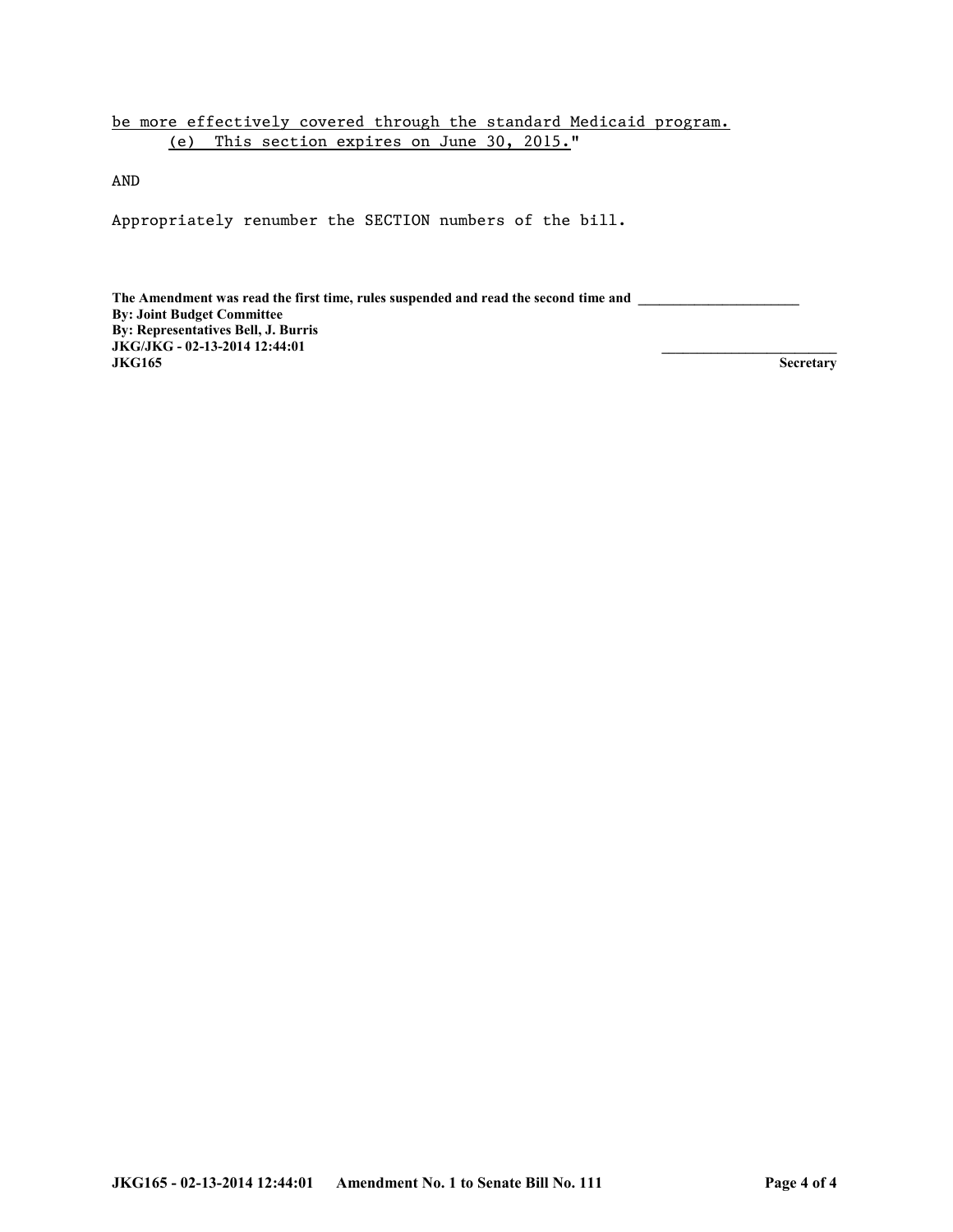be more effectively covered through the standard Medicaid program.

(e) This section expires on June 30, 2015."

AND

Appropriately renumber the SECTION numbers of the bill.

**The Amendment was read the first time, rules suspended and read the second time and \_\_\_\_\_\_\_\_\_\_\_\_\_\_\_\_\_\_\_\_\_\_**

**By: Joint Budget Committee**

**By: Representatives Bell, J. Burris**

**JKG/JKG - 02-13-2014 12:44:01**

**JKG165**

\_\_\_\_\_\_\_\_\_\_\_\_\_\_\_\_\_\_\_\_\_\_\_\_

**Secretary**